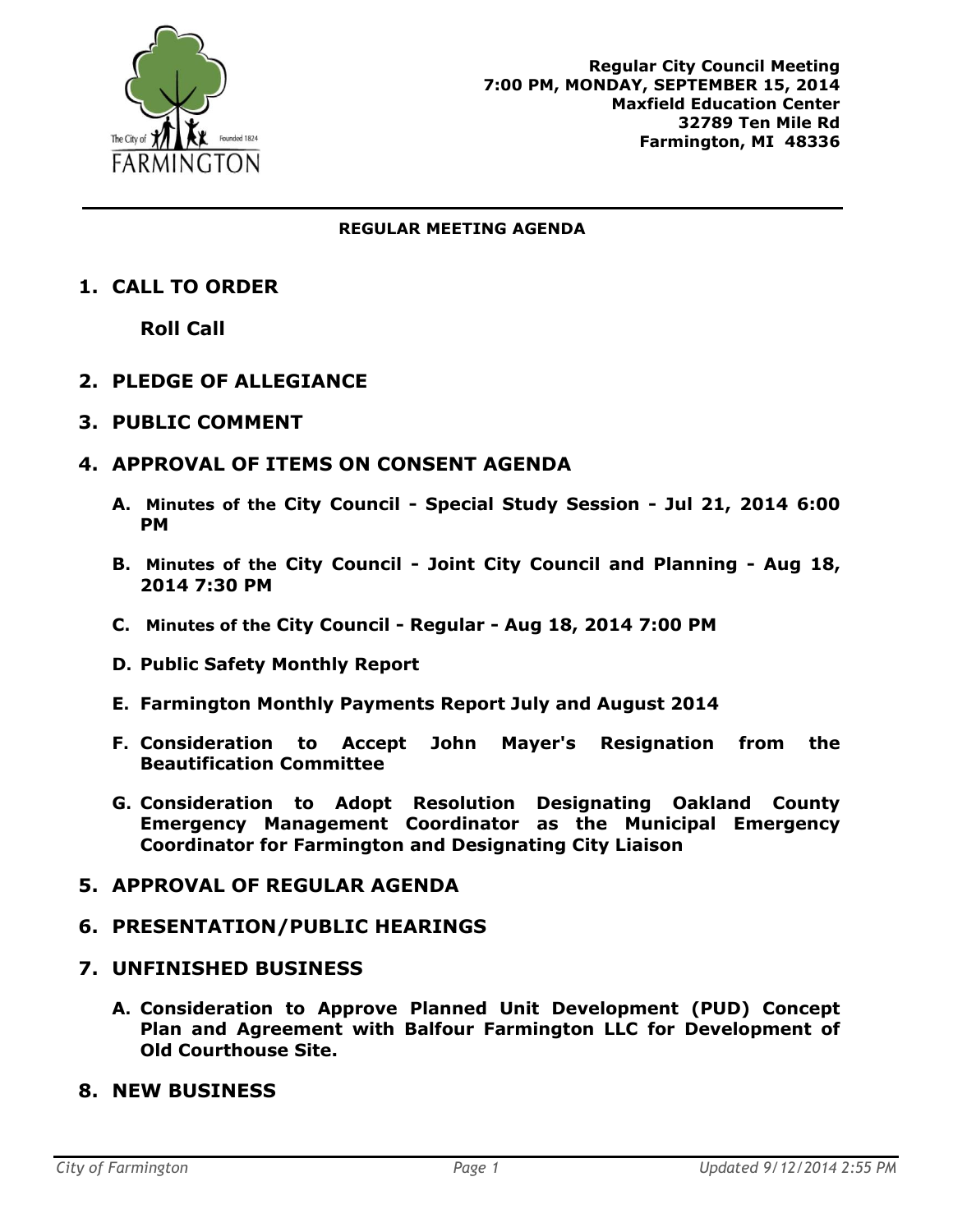**Regular City Council Meeting**
**7:00 PM, MONDAY, SEPTEMBER 15, 2014**
**Maxfield Education Center**
**32789 Ten Mile Rd**
**Farmington, MI 48336**

---

**REGULAR MEETING AGENDA**

## 1. CALL TO ORDER

**Roll Call**

## 2. PLEDGE OF ALLEGIANCE

## 3. PUBLIC COMMENT

## 4. APPROVAL OF ITEMS ON CONSENT AGENDA

**A. Minutes of the City Council - Special Study Session - Jul 21, 2014 6:00 PM**

**B. Minutes of the City Council - Joint City Council and Planning - Aug 18, 2014 7:30 PM**

**C. Minutes of the City Council - Regular - Aug 18, 2014 7:00 PM**

**D. Public Safety Monthly Report**

**E. Farmington Monthly Payments Report July and August 2014**

**F. Consideration to Accept John Mayer's Resignation from the Beautification Committee**

**G. Consideration to Adopt Resolution Designating Oakland County Emergency Management Coordinator as the Municipal Emergency Coordinator for Farmington and Designating City Liaison**

## 5. APPROVAL OF REGULAR AGENDA

## 6. PRESENTATION/PUBLIC HEARINGS

## 7. UNFINISHED BUSINESS

**A. Consideration to Approve Planned Unit Development (PUD) Concept Plan and Agreement with Balfour Farmington LLC for Development of Old Courthouse Site.**

## 8. NEW BUSINESS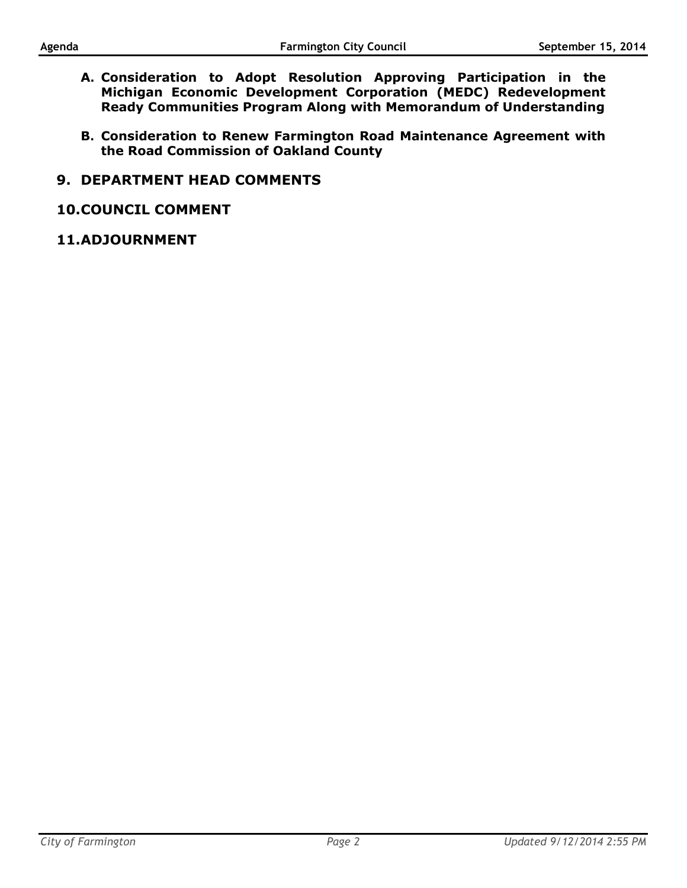**A. Consideration to Adopt Resolution Approving Participation in the Michigan Economic Development Corporation (MEDC) Redevelopment Ready Communities Program Along with Memorandum of Understanding**

**B. Consideration to Renew Farmington Road Maintenance Agreement with the Road Commission of Oakland County**

## 9. DEPARTMENT HEAD COMMENTS

## 10. COUNCIL COMMENT

## 11. ADJOURNMENT